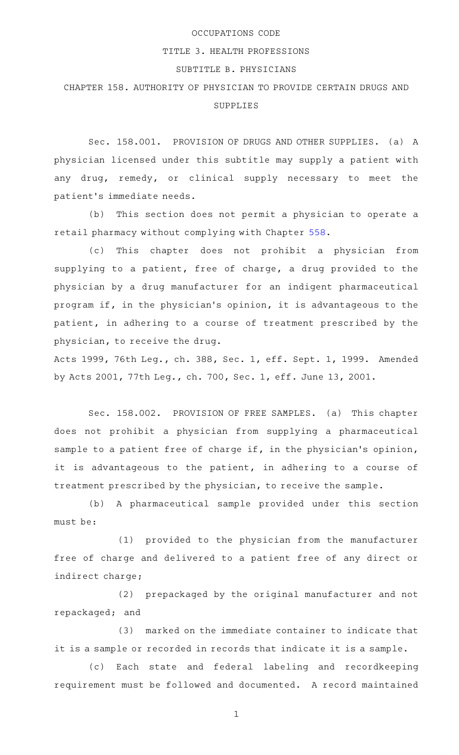# OCCUPATIONS CODE

## TITLE 3. HEALTH PROFESSIONS

### SUBTITLE B. PHYSICIANS

### CHAPTER 158. AUTHORITY OF PHYSICIAN TO PROVIDE CERTAIN DRUGS AND SUPPLIES

Sec. 158.001. PROVISION OF DRUGS AND OTHER SUPPLIES. (a) A physician licensed under this subtitle may supply a patient with any drug, remedy, or clinical supply necessary to meet the patient's immediate needs.

(b) This section does not permit a physician to operate a retail pharmacy without complying with Chapter 558.

(c) This chapter does not prohibit a physician from supplying to a patient, free of charge, a drug provided to the physician by a drug manufacturer for an indigent pharmaceutical program if, in the physician's opinion, it is advantageous to the patient, in adhering to a course of treatment prescribed by the physician, to receive the drug.

Acts 1999, 76th Leg., ch. 388, Sec. 1, eff. Sept. 1, 1999. Amended by Acts 2001, 77th Leg., ch. 700, Sec. 1, eff. June 13, 2001.

Sec. 158.002. PROVISION OF FREE SAMPLES. (a) This chapter does not prohibit a physician from supplying a pharmaceutical sample to a patient free of charge if, in the physician's opinion, it is advantageous to the patient, in adhering to a course of treatment prescribed by the physician, to receive the sample.

(b) A pharmaceutical sample provided under this section must be:

(1) provided to the physician from the manufacturer free of charge and delivered to a patient free of any direct or indirect charge;

(2) prepackaged by the original manufacturer and not repackaged; and

(3) marked on the immediate container to indicate that it is a sample or recorded in records that indicate it is a sample.

(c) Each state and federal labeling and recordkeeping requirement must be followed and documented. A record maintained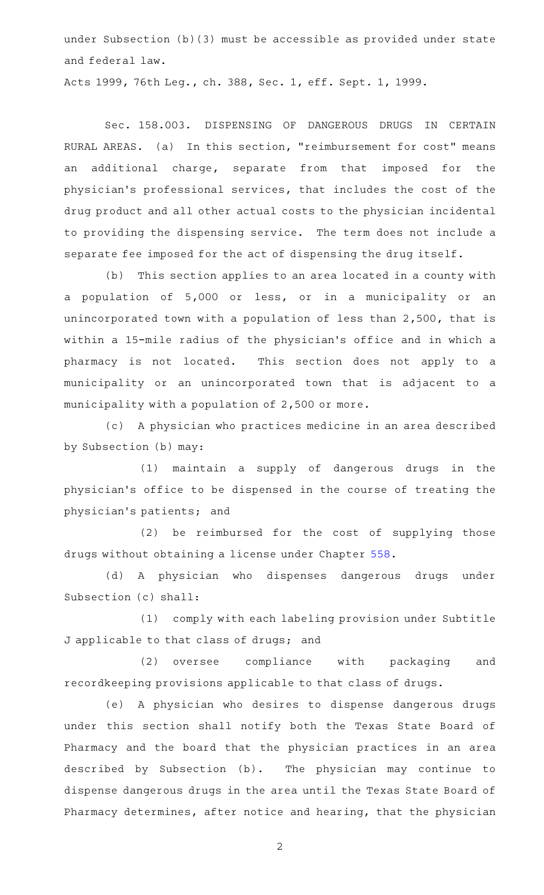under Subsection (b)(3) must be accessible as provided under state and federal law.

Acts 1999, 76th Leg., ch. 388, Sec. 1, eff. Sept. 1, 1999.

Sec. 158.003. DISPENSING OF DANGEROUS DRUGS IN CERTAIN RURAL AREAS. (a) In this section, "reimbursement for cost" means an additional charge, separate from that imposed for the physician's professional services, that includes the cost of the drug product and all other actual costs to the physician incidental to providing the dispensing service. The term does not include a separate fee imposed for the act of dispensing the drug itself.

(b) This section applies to an area located in a county with a population of 5,000 or less, or in a municipality or an unincorporated town with a population of less than 2,500, that is within a 15-mile radius of the physician's office and in which a pharmacy is not located. This section does not apply to a municipality or an unincorporated town that is adjacent to a municipality with a population of 2,500 or more.

(c) A physician who practices medicine in an area described by Subsection (b) may:

(1) maintain a supply of dangerous drugs in the physician's office to be dispensed in the course of treating the physician's patients; and

(2) be reimbursed for the cost of supplying those drugs without obtaining a license under Chapter 558.

(d) A physician who dispenses dangerous drugs under Subsection (c) shall:

(1) comply with each labeling provision under Subtitle J applicable to that class of drugs; and

(2) oversee compliance with packaging and recordkeeping provisions applicable to that class of drugs.

(e) A physician who desires to dispense dangerous drugs under this section shall notify both the Texas State Board of Pharmacy and the board that the physician practices in an area described by Subsection (b). The physician may continue to dispense dangerous drugs in the area until the Texas State Board of Pharmacy determines, after notice and hearing, that the physician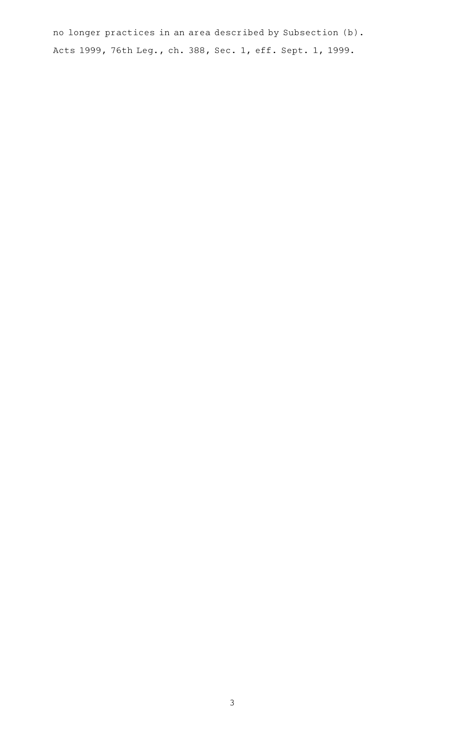no longer practices in an area described by Subsection (b).

Acts 1999, 76th Leg., ch. 388, Sec. 1, eff. Sept. 1, 1999.